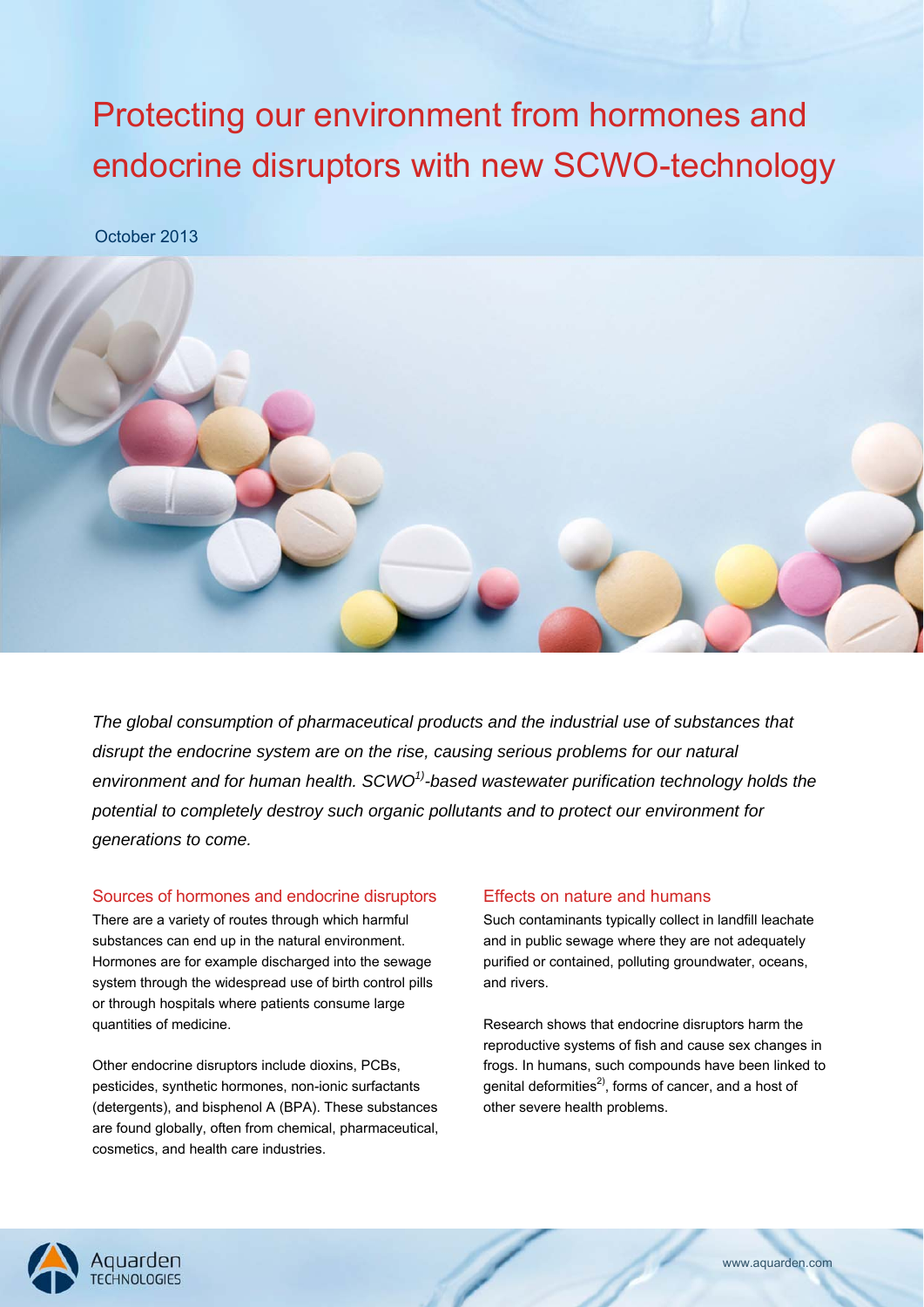# Protecting our environment from hormones and endocrine disruptors with new SCWO-technology

October 2013

*The global consumption of pharmaceutical products and the industrial use of substances that disrupt the endocrine system are on the rise, causing serious problems for our natural environment and for human health. SCWO[1]-based wastewater purification technology holds the potential to completely destroy such organic pollutants and to protect our environment for generations to come.*

## Sources of hormones and endocrine disruptors

There are a variety of routes through which harmful substances can end up in the natural environment. Hormones are for example discharged into the sewage system through the widespread use of birth control pills or through hospitals where patients consume large quantities of medicine.

Other endocrine disruptors include dioxins, PCBs, pesticides, synthetic hormones, non-ionic surfactants (detergents), and bisphenol A (BPA). These substances are found globally, often from chemical, pharmaceutical, cosmetics, and health care industries.

## Effects on nature and humans

Such contaminants typically collect in landfill leachate and in public sewage where they are not adequately purified or contained, polluting groundwater, oceans, and rivers.

Research shows that endocrine disruptors harm the reproductive systems of fish and cause sex changes in frogs. In humans, such compounds have been linked to genital deformities[2], forms of cancer, and a host of other severe health problems.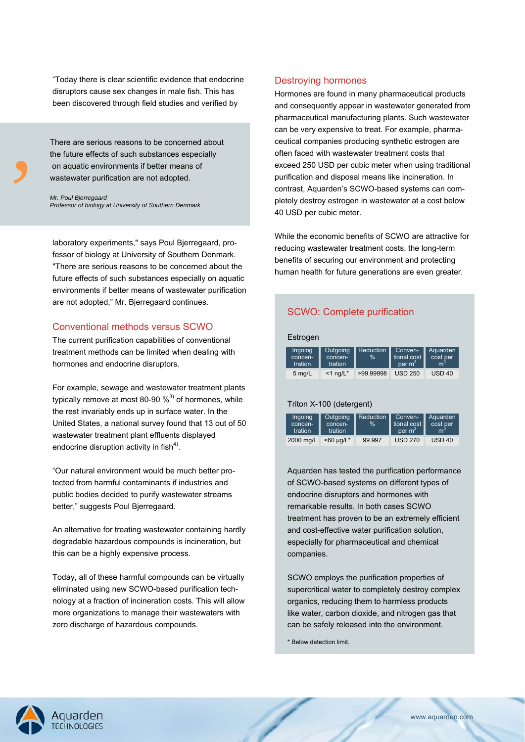"Today there is clear scientific evidence that endocrine disruptors cause sex changes in male fish. This has been discovered through field studies and verified by laboratory experiments," says Poul Bjerregaard, professor of biology at University of Southern Denmark. "There are serious reasons to be concerned about the future effects of such substances especially on aquatic environments if better means of wastewater purification are not adopted," Mr. Bjerregaard continues.

> There are serious reasons to be concerned about the future effects of such substances especially on aquatic environments if better means of wastewater purification are not adopted.
>
> *Mr. Poul Bjerregaard*
> *Professor of biology at University of Southern Denmark*

## Conventional methods versus SCWO

The current purification capabilities of conventional treatment methods can be limited when dealing with hormones and endocrine disruptors.

For example, sewage and wastewater treatment plants typically remove at most 80-90 %[3)] of hormones, while the rest invariably ends up in surface water. In the United States, a national survey found that 13 out of 50 wastewater treatment plant effluents displayed endocrine disruption activity in fish[4)].

"Our natural environment would be much better protected from harmful contaminants if industries and public bodies decided to purify wastewater streams better," suggests Poul Bjerregaard.

An alternative for treating wastewater containing hardly degradable hazardous compounds is incineration, but this can be a highly expensive process.

Today, all of these harmful compounds can be virtually eliminated using new SCWO-based purification technology at a fraction of incineration costs. This will allow more organizations to manage their wastewaters with zero discharge of hazardous compounds.

## Destroying hormones

Hormones are found in many pharmaceutical products and consequently appear in wastewater generated from pharmaceutical manufacturing plants. Such wastewater can be very expensive to treat. For example, pharmaceutical companies producing synthetic estrogen are often faced with wastewater treatment costs that exceed 250 USD per cubic meter when using traditional purification and disposal means like incineration. In contrast, Aquarden's SCWO-based systems can completely destroy estrogen in wastewater at a cost below 40 USD per cubic meter.

While the economic benefits of SCWO are attractive for reducing wastewater treatment costs, the long-term benefits of securing our environment and protecting human health for future generations are even greater.

## SCWO: Complete purification

Estrogen

| Ingoing concentration | Outgoing concentration | Reduction % | Conventional cost per $m^3$ | Aquarden cost per $m^3$ |
|---|---|---|---|---|
| 5 mg/L | <1 ng/L* | >99.99998 | USD 250 | USD 40 |

Triton X-100 (detergent)

| Ingoing concentration | Outgoing concentration | Reduction % | Conventional cost per $m^3$ | Aquarden cost per $m^3$ |
|---|---|---|---|---|
| 2000 mg/L | <60 µg/L* | 99.997 | USD 270 | USD 40 |

Aquarden has tested the purification performance of SCWO-based systems on different types of endocrine disruptors and hormones with remarkable results. In both cases SCWO treatment has proven to be an extremely efficient and cost-effective water purification solution, especially for pharmaceutical and chemical companies.

SCWO employs the purification properties of supercritical water to completely destroy complex organics, reducing them to harmless products like water, carbon dioxide, and nitrogen gas that can be safely released into the environment.

\* Below detection limit.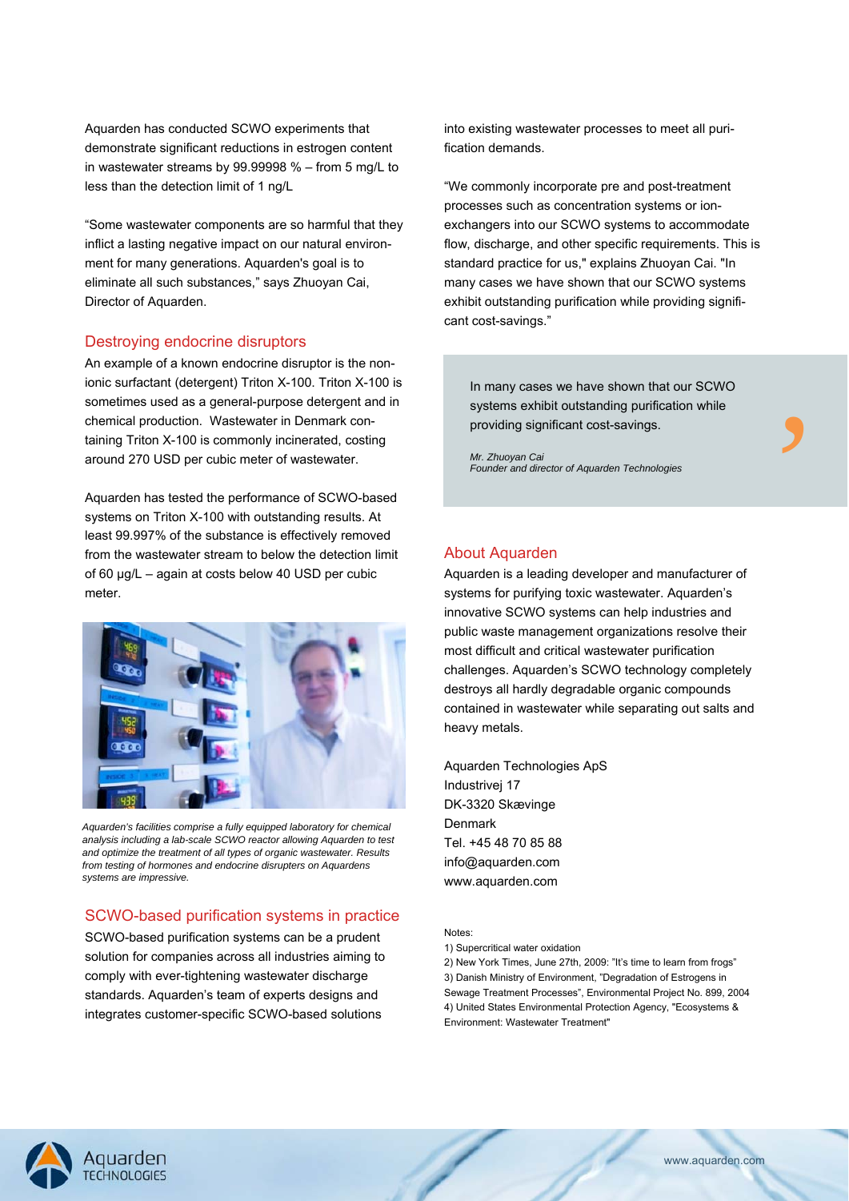Aquarden has conducted SCWO experiments that demonstrate significant reductions in estrogen content in wastewater streams by 99.99998 % – from 5 mg/L to less than the detection limit of 1 ng/L

"Some wastewater components are so harmful that they inflict a lasting negative impact on our natural environment for many generations. Aquarden's goal is to eliminate all such substances," says Zhuoyan Cai, Director of Aquarden.

## Destroying endocrine disruptors

An example of a known endocrine disruptor is the non-ionic surfactant (detergent) Triton X-100. Triton X-100 is sometimes used as a general-purpose detergent and in chemical production. Wastewater in Denmark containing Triton X-100 is commonly incinerated, costing around 270 USD per cubic meter of wastewater.

Aquarden has tested the performance of SCWO-based systems on Triton X-100 with outstanding results. At least 99.997% of the substance is effectively removed from the wastewater stream to below the detection limit of 60 µg/L – again at costs below 40 USD per cubic meter.

*Aquarden's facilities comprise a fully equipped laboratory for chemical analysis including a lab-scale SCWO reactor allowing Aquarden to test and optimize the treatment of all types of organic wastewater. Results from testing of hormones and endocrine disrupters on Aquardens systems are impressive.*

## SCWO-based purification systems in practice

SCWO-based purification systems can be a prudent solution for companies across all industries aiming to comply with ever-tightening wastewater discharge standards. Aquarden's team of experts designs and integrates customer-specific SCWO-based solutions into existing wastewater processes to meet all purification demands.

"We commonly incorporate pre and post-treatment processes such as concentration systems or ion-exchangers into our SCWO systems to accommodate flow, discharge, and other specific requirements. This is standard practice for us," explains Zhuoyan Cai. "In many cases we have shown that our SCWO systems exhibit outstanding purification while providing significant cost-savings."

> In many cases we have shown that our SCWO systems exhibit outstanding purification while providing significant cost-savings.
>
> *Mr. Zhuoyan Cai*
> *Founder and director of Aquarden Technologies*

## About Aquarden

Aquarden is a leading developer and manufacturer of systems for purifying toxic wastewater. Aquarden's innovative SCWO systems can help industries and public waste management organizations resolve their most difficult and critical wastewater purification challenges. Aquarden's SCWO technology completely destroys all hardly degradable organic compounds contained in wastewater while separating out salts and heavy metals.

Aquarden Technologies ApS
Industrivej 17
DK-3320 Skævinge
Denmark
Tel. +45 48 70 85 88
info@aquarden.com
www.aquarden.com

Notes:
1) Supercritical water oxidation
2) New York Times, June 27th, 2009: "It's time to learn from frogs"
3) Danish Ministry of Environment, "Degradation of Estrogens in Sewage Treatment Processes", Environmental Project No. 899, 2004
4) United States Environmental Protection Agency, "Ecosystems & Environment: Wastewater Treatment"